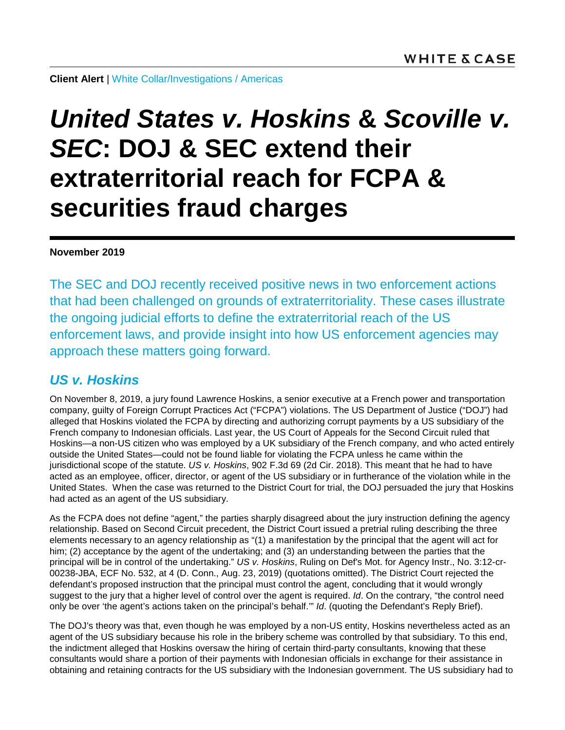**Client Alert** | White Collar/Investigations / Americas

# *United States v. Hoskins* & *Scoville v. SEC*: DOJ & SEC extend their extraterritorial reach for FCPA & securities fraud charges

**November 2019**

The SEC and DOJ recently received positive news in two enforcement actions that had been challenged on grounds of extraterritoriality. These cases illustrate the ongoing judicial efforts to define the extraterritorial reach of the US enforcement laws, and provide insight into how US enforcement agencies may approach these matters going forward.

## *US v. Hoskins*

On November 8, 2019, a jury found Lawrence Hoskins, a senior executive at a French power and transportation company, guilty of Foreign Corrupt Practices Act ("FCPA") violations. The US Department of Justice ("DOJ") had alleged that Hoskins violated the FCPA by directing and authorizing corrupt payments by a US subsidiary of the French company to Indonesian officials. Last year, the US Court of Appeals for the Second Circuit ruled that Hoskins—a non-US citizen who was employed by a UK subsidiary of the French company, and who acted entirely outside the United States—could not be found liable for violating the FCPA unless he came within the jurisdictional scope of the statute. *US v. Hoskins*, 902 F.3d 69 (2d Cir. 2018). This meant that he had to have acted as an employee, officer, director, or agent of the US subsidiary or in furtherance of the violation while in the United States. When the case was returned to the District Court for trial, the DOJ persuaded the jury that Hoskins had acted as an agent of the US subsidiary.

As the FCPA does not define "agent," the parties sharply disagreed about the jury instruction defining the agency relationship. Based on Second Circuit precedent, the District Court issued a pretrial ruling describing the three elements necessary to an agency relationship as "(1) a manifestation by the principal that the agent will act for him; (2) acceptance by the agent of the undertaking; and (3) an understanding between the parties that the principal will be in control of the undertaking." *US v. Hoskins*, Ruling on Def's Mot. for Agency Instr., No. 3:12-cr-00238-JBA, ECF No. 532, at 4 (D. Conn., Aug. 23, 2019) (quotations omitted). The District Court rejected the defendant's proposed instruction that the principal must control the agent, concluding that it would wrongly suggest to the jury that a higher level of control over the agent is required. *Id*. On the contrary, "the control need only be over 'the agent's actions taken on the principal's behalf.'" *Id*. (quoting the Defendant's Reply Brief).

The DOJ's theory was that, even though he was employed by a non-US entity, Hoskins nevertheless acted as an agent of the US subsidiary because his role in the bribery scheme was controlled by that subsidiary. To this end, the indictment alleged that Hoskins oversaw the hiring of certain third-party consultants, knowing that these consultants would share a portion of their payments with Indonesian officials in exchange for their assistance in obtaining and retaining contracts for the US subsidiary with the Indonesian government. The US subsidiary had to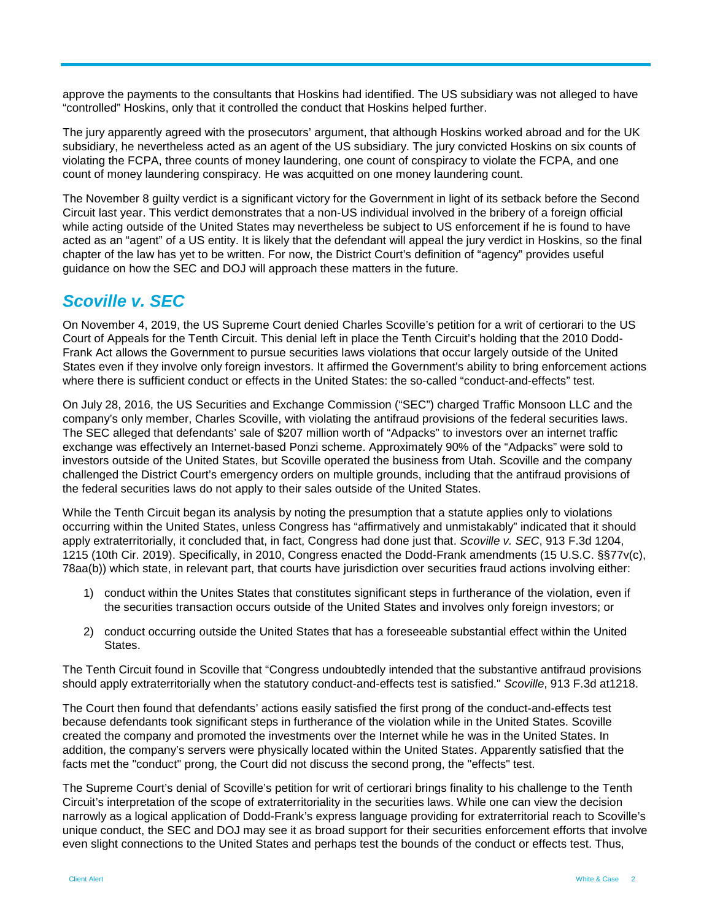approve the payments to the consultants that Hoskins had identified. The US subsidiary was not alleged to have "controlled" Hoskins, only that it controlled the conduct that Hoskins helped further.

The jury apparently agreed with the prosecutors' argument, that although Hoskins worked abroad and for the UK subsidiary, he nevertheless acted as an agent of the US subsidiary. The jury convicted Hoskins on six counts of violating the FCPA, three counts of money laundering, one count of conspiracy to violate the FCPA, and one count of money laundering conspiracy. He was acquitted on one money laundering count.

The November 8 guilty verdict is a significant victory for the Government in light of its setback before the Second Circuit last year. This verdict demonstrates that a non-US individual involved in the bribery of a foreign official while acting outside of the United States may nevertheless be subject to US enforcement if he is found to have acted as an "agent" of a US entity. It is likely that the defendant will appeal the jury verdict in Hoskins, so the final chapter of the law has yet to be written. For now, the District Court's definition of "agency" provides useful guidance on how the SEC and DOJ will approach these matters in the future.

## *Scoville v. SEC*

On November 4, 2019, the US Supreme Court denied Charles Scoville's petition for a writ of certiorari to the US Court of Appeals for the Tenth Circuit. This denial left in place the Tenth Circuit's holding that the 2010 Dodd-Frank Act allows the Government to pursue securities laws violations that occur largely outside of the United States even if they involve only foreign investors. It affirmed the Government's ability to bring enforcement actions where there is sufficient conduct or effects in the United States: the so-called "conduct-and-effects" test.

On July 28, 2016, the US Securities and Exchange Commission ("SEC") charged Traffic Monsoon LLC and the company's only member, Charles Scoville, with violating the antifraud provisions of the federal securities laws. The SEC alleged that defendants' sale of $207 million worth of "Adpacks" to investors over an internet traffic exchange was effectively an Internet-based Ponzi scheme. Approximately 90% of the "Adpacks" were sold to investors outside of the United States, but Scoville operated the business from Utah. Scoville and the company challenged the District Court's emergency orders on multiple grounds, including that the antifraud provisions of the federal securities laws do not apply to their sales outside of the United States.

While the Tenth Circuit began its analysis by noting the presumption that a statute applies only to violations occurring within the United States, unless Congress has "affirmatively and unmistakably" indicated that it should apply extraterritorially, it concluded that, in fact, Congress had done just that. *Scoville v. SEC*, 913 F.3d 1204, 1215 (10th Cir. 2019). Specifically, in 2010, Congress enacted the Dodd-Frank amendments (15 U.S.C. §§77v(c), 78aa(b)) which state, in relevant part, that courts have jurisdiction over securities fraud actions involving either:

1) conduct within the Unites States that constitutes significant steps in furtherance of the violation, even if the securities transaction occurs outside of the United States and involves only foreign investors; or

2) conduct occurring outside the United States that has a foreseeable substantial effect within the United States.

The Tenth Circuit found in Scoville that "Congress undoubtedly intended that the substantive antifraud provisions should apply extraterritorially when the statutory conduct-and-effects test is satisfied." *Scoville*, 913 F.3d at1218.

The Court then found that defendants' actions easily satisfied the first prong of the conduct-and-effects test because defendants took significant steps in furtherance of the violation while in the United States. Scoville created the company and promoted the investments over the Internet while he was in the United States. In addition, the company's servers were physically located within the United States. Apparently satisfied that the facts met the "conduct" prong, the Court did not discuss the second prong, the "effects" test.

The Supreme Court's denial of Scoville's petition for writ of certiorari brings finality to his challenge to the Tenth Circuit's interpretation of the scope of extraterritoriality in the securities laws. While one can view the decision narrowly as a logical application of Dodd-Frank's express language providing for extraterritorial reach to Scoville's unique conduct, the SEC and DOJ may see it as broad support for their securities enforcement efforts that involve even slight connections to the United States and perhaps test the bounds of the conduct or effects test. Thus,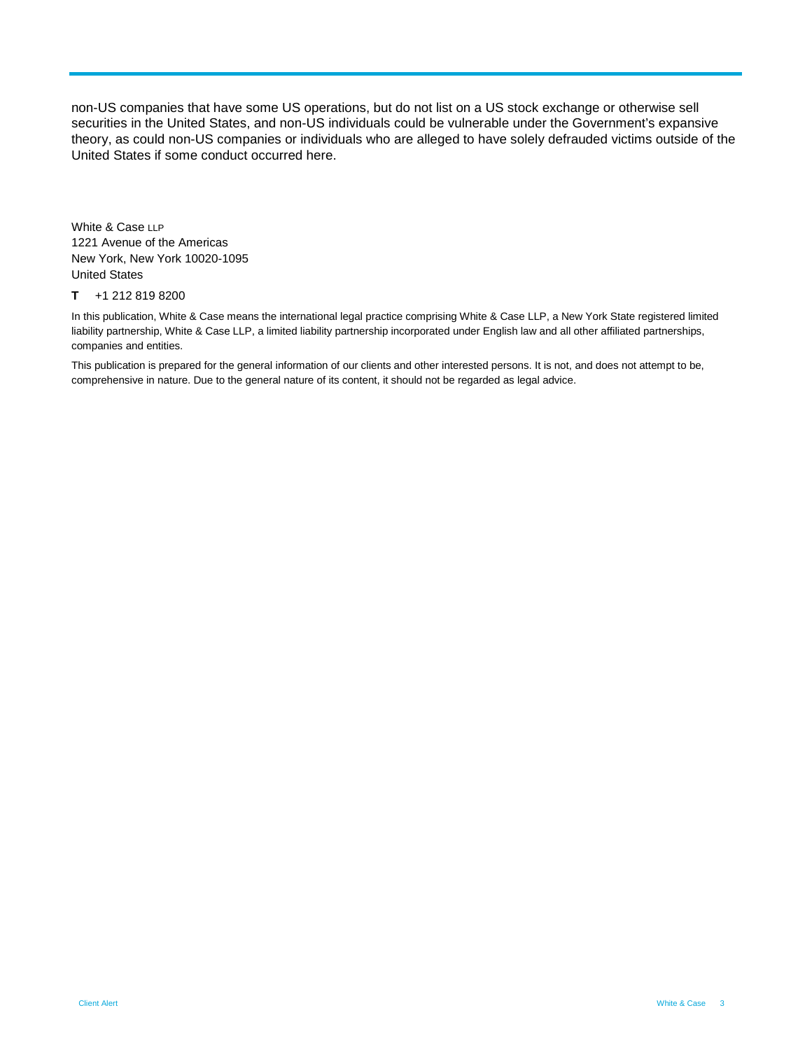non-US companies that have some US operations, but do not list on a US stock exchange or otherwise sell securities in the United States, and non-US individuals could be vulnerable under the Government's expansive theory, as could non-US companies or individuals who are alleged to have solely defrauded victims outside of the United States if some conduct occurred here.

White & Case LLP
1221 Avenue of the Americas
New York, New York 10020-1095
United States

**T** +1 212 819 8200

In this publication, White & Case means the international legal practice comprising White & Case LLP, a New York State registered limited liability partnership, White & Case LLP, a limited liability partnership incorporated under English law and all other affiliated partnerships, companies and entities.

This publication is prepared for the general information of our clients and other interested persons. It is not, and does not attempt to be, comprehensive in nature. Due to the general nature of its content, it should not be regarded as legal advice.